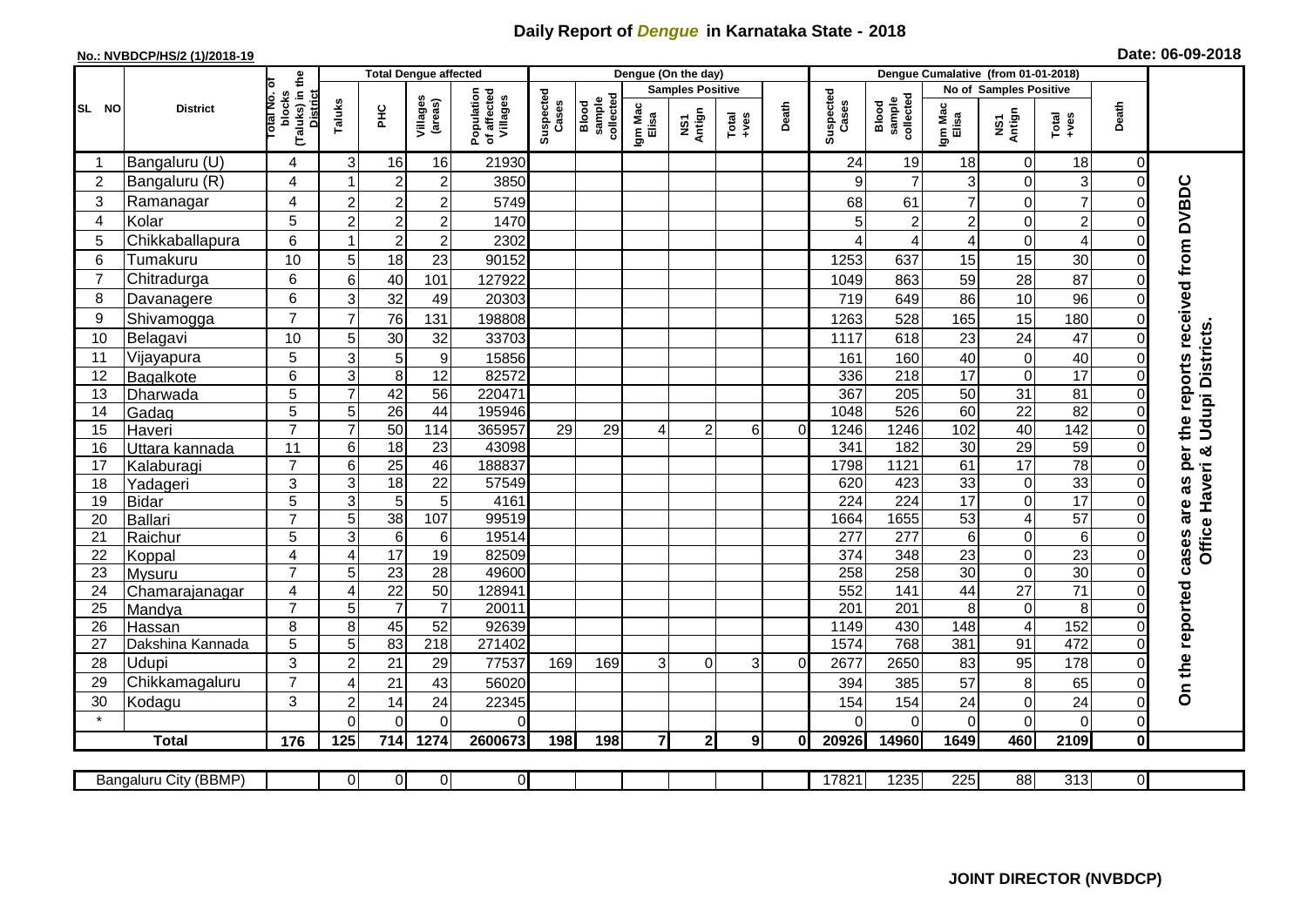# Daily Report of *Dengue* in Karnataka State - 2018

**No.: NVBDCP/HS/2 (1)/2018-19**

**Date: 06-09-2018**

| SL NO | District | Total No. of blocks (Taluks) in the District | Total Dengue affected | | | | Dengue (On the day) | | | | | | | Dengue Cumalative (from 01-01-2018) | | | | | | | |
|---|---|---|---|---|---|---|---|---|---|---|---|---|---|---|---|---|---|---|---|---|
| | | | Taluks | PHC | Villages (areas) | Population of affected Villages | Suspected Cases | Blood sample collected | Samples Positive | | | Death | Suspected Cases | Blood sample collected | No of Samples Positive | | | Death | |
| | | | | | | | | | Igm Mac Elisa | NS1 Antign | Total +ves | | | | Igm Mac Elisa | NS1 Antign | Total +ves | | |
| 1 | Bangaluru (U) | 4 | 3 | 16 | 16 | 21930 | | | | | | | 24 | 19 | 18 | 0 | 18 | 0 | On the reported cases are as per the reports received from DVBDC Office Haveri & Udupi Districts. |
| 2 | Bangaluru (R) | 4 | 1 | 2 | 2 | 3850 | | | | | | | 9 | 7 | 3 | 0 | 3 | 0 | |
| 3 | Ramanagar | 4 | 2 | 2 | 2 | 5749 | | | | | | | 68 | 61 | 7 | 0 | 7 | 0 | |
| 4 | Kolar | 5 | 2 | 2 | 2 | 1470 | | | | | | | 5 | 2 | 2 | 0 | 2 | 0 | |
| 5 | Chikkaballapura | 6 | 1 | 2 | 2 | 2302 | | | | | | | 4 | 4 | 4 | 0 | 4 | 0 | |
| 6 | Tumakuru | 10 | 5 | 18 | 23 | 90152 | | | | | | | 1253 | 637 | 15 | 15 | 30 | 0 | |
| 7 | Chitradurga | 6 | 6 | 40 | 101 | 127922 | | | | | | | 1049 | 863 | 59 | 28 | 87 | 0 | |
| 8 | Davanagere | 6 | 3 | 32 | 49 | 20303 | | | | | | | 719 | 649 | 86 | 10 | 96 | 0 | |
| 9 | Shivamogga | 7 | 7 | 76 | 131 | 198808 | | | | | | | 1263 | 528 | 165 | 15 | 180 | 0 | |
| 10 | Belagavi | 10 | 5 | 30 | 32 | 33703 | | | | | | | 1117 | 618 | 23 | 24 | 47 | 0 | |
| 11 | Vijayapura | 5 | 3 | 5 | 9 | 15856 | | | | | | | 161 | 160 | 40 | 0 | 40 | 0 | |
| 12 | Bagalkote | 6 | 3 | 8 | 12 | 82572 | | | | | | | 336 | 218 | 17 | 0 | 17 | 0 | |
| 13 | Dharwada | 5 | 7 | 42 | 56 | 220471 | | | | | | | 367 | 205 | 50 | 31 | 81 | 0 | |
| 14 | Gadag | 5 | 5 | 26 | 44 | 195946 | | | | | | | 1048 | 526 | 60 | 22 | 82 | 0 | |
| 15 | Haveri | 7 | 7 | 50 | 114 | 365957 | 29 | 29 | 4 | 2 | 6 | 0 | 1246 | 1246 | 102 | 40 | 142 | 0 | |
| 16 | Uttara kannada | 11 | 6 | 18 | 23 | 43098 | | | | | | | 341 | 182 | 30 | 29 | 59 | 0 | |
| 17 | Kalaburagi | 7 | 6 | 25 | 46 | 188837 | | | | | | | 1798 | 1121 | 61 | 17 | 78 | 0 | |
| 18 | Yadageri | 3 | 3 | 18 | 22 | 57549 | | | | | | | 620 | 423 | 33 | 0 | 33 | 0 | |
| 19 | Bidar | 5 | 3 | 5 | 5 | 4161 | | | | | | | 224 | 224 | 17 | 0 | 17 | 0 | |
| 20 | Ballari | 7 | 5 | 38 | 107 | 99519 | | | | | | | 1664 | 1655 | 53 | 4 | 57 | 0 | |
| 21 | Raichur | 5 | 3 | 6 | 6 | 19514 | | | | | | | 277 | 277 | 6 | 0 | 6 | 0 | |
| 22 | Koppal | 4 | 4 | 17 | 19 | 82509 | | | | | | | 374 | 348 | 23 | 0 | 23 | 0 | |
| 23 | Mysuru | 7 | 5 | 23 | 28 | 49600 | | | | | | | 258 | 258 | 30 | 0 | 30 | 0 | |
| 24 | Chamarajanagar | 4 | 4 | 22 | 50 | 128941 | | | | | | | 552 | 141 | 44 | 27 | 71 | 0 | |
| 25 | Mandya | 7 | 5 | 7 | 7 | 20011 | | | | | | | 201 | 201 | 8 | 0 | 8 | 0 | |
| 26 | Hassan | 8 | 8 | 45 | 52 | 92639 | | | | | | | 1149 | 430 | 148 | 4 | 152 | 0 | |
| 27 | Dakshina Kannada | 5 | 5 | 83 | 218 | 271402 | | | | | | | 1574 | 768 | 381 | 91 | 472 | 0 | |
| 28 | Udupi | 3 | 2 | 21 | 29 | 77537 | 169 | 169 | 3 | 0 | 3 | 0 | 2677 | 2650 | 83 | 95 | 178 | 0 | |
| 29 | Chikkamagaluru | 7 | 4 | 21 | 43 | 56020 | | | | | | | 394 | 385 | 57 | 8 | 65 | 0 | |
| 30 | Kodagu | 3 | 2 | 14 | 24 | 22345 | | | | | | | 154 | 154 | 24 | 0 | 24 | 0 | |
| * | | | 0 | 0 | 0 | 0 | | | | | | | 0 | 0 | 0 | 0 | 0 | 0 | |
| **Total** | | **176** | **125** | **714** | **1274** | **2600673** | **198** | **198** | **7** | **2** | **9** | **0** | **20926** | **14960** | **1649** | **460** | **2109** | **0** | |

| Bangaluru City (BBMP) | | 0 | 0 | 0 | 0 | | | | | | | 17821 | 1235 | 225 | 88 | 313 | 0 |
|---|---|---|---|---|---|---|---|---|---|---|---|---|---|---|---|---|---|

**JOINT DIRECTOR (NVBDCP)**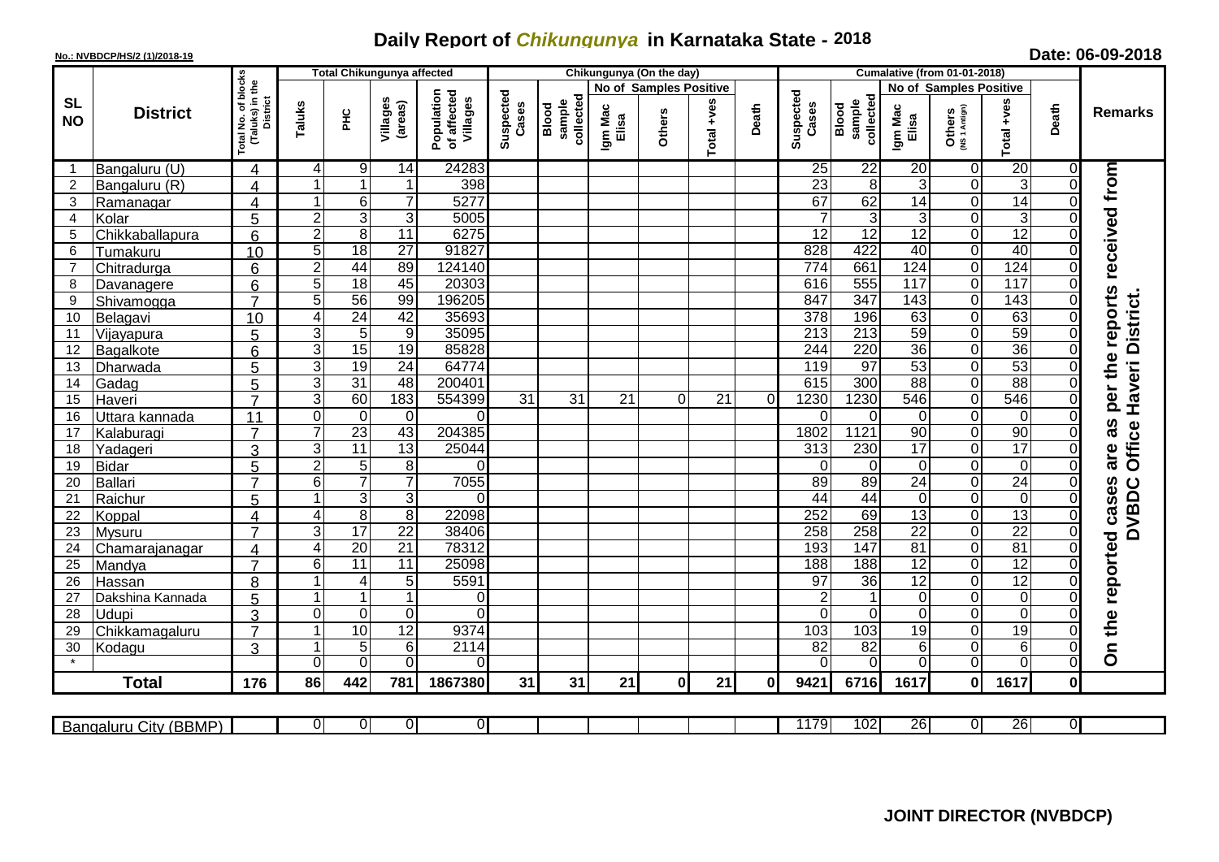# Daily Report of *Chikungunya* in Karnataka State - 2018

**No.: NVBDCP/HS/2 (1)/2018-19**

**Date: 06-09-2018**

| SL NO | District | Total No. of blocks (Taluks) in the District | Total Chikungunya affected | | | | Chikungunya (On the day) | | | | | | | Cumalative (from 01-01-2018) | | | | | | | Remarks |
|---|---|---|---|---|---|---|---|---|---|---|---|---|---|---|---|---|---|---|---|---|---|
| | | | Taluks | PHC | Villages (areas) | Population of affected Villages | Suspected Cases | Blood sample collected | No of Samples Positive | | | Death | Suspected Cases | Blood sample collected | No of Samples Positive | | | Death | |
| | | | | | | | | | Igm Mac Elisa | Others | Total +ves | | | | Igm Mac Elisa | Others (NS 1 Antign) | Total +ves | | |
| 1 | Bangaluru (U) | 4 | 4 | 9 | 14 | 24283 | | | | | | | 25 | 22 | 20 | 0 | 20 | 0 | On the reported cases are as per the reports received from DVBDC Office Haveri District. |
| 2 | Bangaluru (R) | 4 | 1 | 1 | 1 | 398 | | | | | | | 23 | 8 | 3 | 0 | 3 | 0 | |
| 3 | Ramanagar | 4 | 1 | 6 | 7 | 5277 | | | | | | | 67 | 62 | 14 | 0 | 14 | 0 | |
| 4 | Kolar | 5 | 2 | 3 | 3 | 5005 | | | | | | | 7 | 3 | 3 | 0 | 3 | 0 | |
| 5 | Chikkaballapura | 6 | 2 | 8 | 11 | 6275 | | | | | | | 12 | 12 | 12 | 0 | 12 | 0 | |
| 6 | Tumakuru | 10 | 5 | 18 | 27 | 91827 | | | | | | | 828 | 422 | 40 | 0 | 40 | 0 | |
| 7 | Chitradurga | 6 | 2 | 44 | 89 | 124140 | | | | | | | 774 | 661 | 124 | 0 | 124 | 0 | |
| 8 | Davanagere | 6 | 5 | 18 | 45 | 20303 | | | | | | | 616 | 555 | 117 | 0 | 117 | 0 | |
| 9 | Shivamogga | 7 | 5 | 56 | 99 | 196205 | | | | | | | 847 | 347 | 143 | 0 | 143 | 0 | |
| 10 | Belagavi | 10 | 4 | 24 | 42 | 35693 | | | | | | | 378 | 196 | 63 | 0 | 63 | 0 | |
| 11 | Vijayapura | 5 | 3 | 5 | 9 | 35095 | | | | | | | 213 | 213 | 59 | 0 | 59 | 0 | |
| 12 | Bagalkote | 6 | 3 | 15 | 19 | 85828 | | | | | | | 244 | 220 | 36 | 0 | 36 | 0 | |
| 13 | Dharwada | 5 | 3 | 19 | 24 | 64774 | | | | | | | 119 | 97 | 53 | 0 | 53 | 0 | |
| 14 | Gadag | 5 | 3 | 31 | 48 | 200401 | | | | | | | 615 | 300 | 88 | 0 | 88 | 0 | |
| 15 | Haveri | 7 | 3 | 60 | 183 | 554399 | 31 | 31 | 21 | 0 | 21 | 0 | 1230 | 1230 | 546 | 0 | 546 | 0 | |
| 16 | Uttara kannada | 11 | 0 | 0 | 0 | 0 | | | | | | | 0 | 0 | 0 | 0 | 0 | 0 | |
| 17 | Kalaburagi | 7 | 7 | 23 | 43 | 204385 | | | | | | | 1802 | 1121 | 90 | 0 | 90 | 0 | |
| 18 | Yadageri | 3 | 3 | 11 | 13 | 25044 | | | | | | | 313 | 230 | 17 | 0 | 17 | 0 | |
| 19 | Bidar | 5 | 2 | 5 | 8 | 0 | | | | | | | 0 | 0 | 0 | 0 | 0 | 0 | |
| 20 | Ballari | 7 | 6 | 7 | 7 | 7055 | | | | | | | 89 | 89 | 24 | 0 | 24 | 0 | |
| 21 | Raichur | 5 | 1 | 3 | 3 | 0 | | | | | | | 44 | 44 | 0 | 0 | 0 | 0 | |
| 22 | Koppal | 4 | 4 | 8 | 8 | 22098 | | | | | | | 252 | 69 | 13 | 0 | 13 | 0 | |
| 23 | Mysuru | 7 | 3 | 17 | 22 | 38406 | | | | | | | 258 | 258 | 22 | 0 | 22 | 0 | |
| 24 | Chamarajanagar | 4 | 4 | 20 | 21 | 78312 | | | | | | | 193 | 147 | 81 | 0 | 81 | 0 | |
| 25 | Mandya | 7 | 6 | 11 | 11 | 25098 | | | | | | | 188 | 188 | 12 | 0 | 12 | 0 | |
| 26 | Hassan | 8 | 1 | 4 | 5 | 5591 | | | | | | | 97 | 36 | 12 | 0 | 12 | 0 | |
| 27 | Dakshina Kannada | 5 | 1 | 1 | 1 | 0 | | | | | | | 2 | 1 | 0 | 0 | 0 | 0 | |
| 28 | Udupi | 3 | 0 | 0 | 0 | 0 | | | | | | | 0 | 0 | 0 | 0 | 0 | 0 | |
| 29 | Chikkamagaluru | 7 | 1 | 10 | 12 | 9374 | | | | | | | 103 | 103 | 19 | 0 | 19 | 0 | |
| 30 | Kodagu | 3 | 1 | 5 | 6 | 2114 | | | | | | | 82 | 82 | 6 | 0 | 6 | 0 | |
| * | | | 0 | 0 | 0 | 0 | | | | | | | 0 | 0 | 0 | 0 | 0 | 0 | |
| **Total** | | **176** | **86** | **442** | **781** | **1867380** | **31** | **31** | **21** | **0** | **21** | **0** | **9421** | **6716** | **1617** | **0** | **1617** | **0** | |

| | | | | | | | | | | | | | | | | | | |
|---|---|---|---|---|---|---|---|---|---|---|---|---|---|---|---|---|---|---|
| Bangaluru City (BBMP) | | 0 | 0 | 0 | 0 | | | | | | | 1179 | 102 | 26 | 0 | 26 | 0 | |

**JOINT DIRECTOR (NVBDCP)**